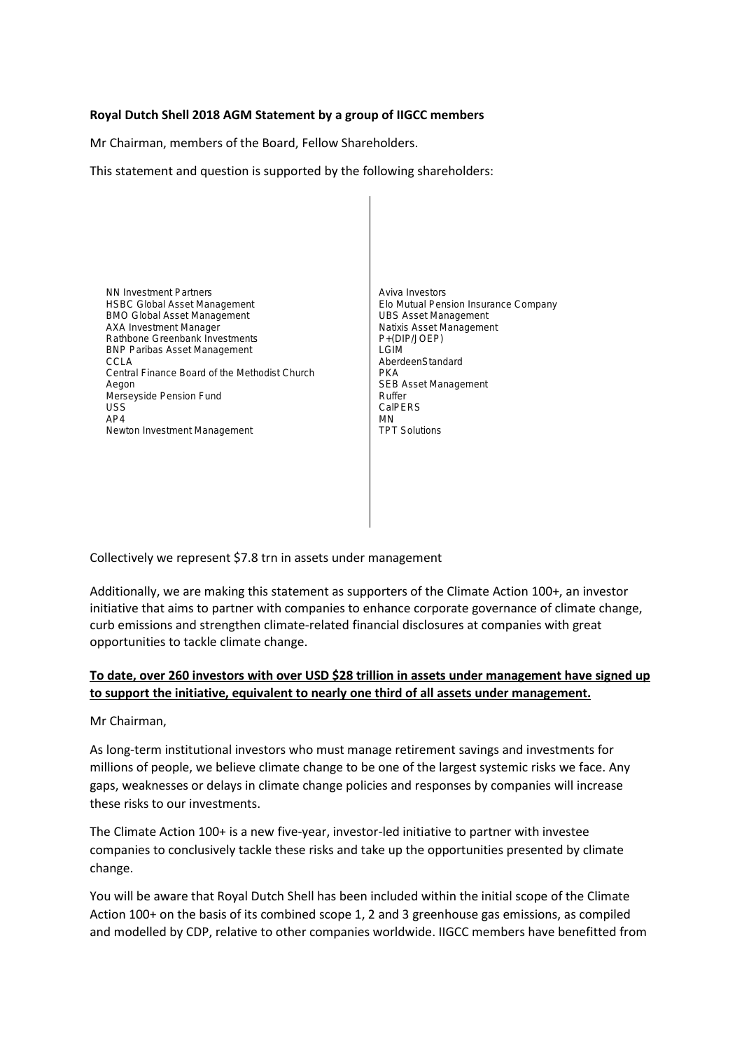**Royal Dutch Shell 2018 AGM Statement by a group of IIGCC members**

Mr Chairman, members of the Board, Fellow Shareholders.

This statement and question is supported by the following shareholders:

- NN Investment Partners
- HSBC Global Asset Management
- BMO Global Asset Management
- AXA Investment Manager
- Rathbone Greenbank Investments
- BNP Paribas Asset Management
- CCLA
- Central Finance Board of the Methodist Church
- Aegon
- Merseyside Pension Fund
- USS
- AP4
- Newton Investment Management
- Aviva Investors
- Elo Mutual Pension Insurance Company
- UBS Asset Management
- Natixis Asset Management
- P+(DIP/JOEP)
- LGIM
- AberdeenStandard
- PKA
- SEB Asset Management
- Ruffer
- CalPERS
- MN
- TPT Solutions

Collectively we represent $7.8 trn in assets under management

Additionally, we are making this statement as supporters of the Climate Action 100+, an investor initiative that aims to partner with companies to enhance corporate governance of climate change, curb emissions and strengthen climate-related financial disclosures at companies with great opportunities to tackle climate change.

**To date, over 260 investors with over USD $28 trillion in assets under management have signed up to support the initiative, equivalent to nearly one third of all assets under management.**

Mr Chairman,

As long-term institutional investors who must manage retirement savings and investments for millions of people, we believe climate change to be one of the largest systemic risks we face. Any gaps, weaknesses or delays in climate change policies and responses by companies will increase these risks to our investments.

The Climate Action 100+ is a new five-year, investor-led initiative to partner with investee companies to conclusively tackle these risks and take up the opportunities presented by climate change.

You will be aware that Royal Dutch Shell has been included within the initial scope of the Climate Action 100+ on the basis of its combined scope 1, 2 and 3 greenhouse gas emissions, as compiled and modelled by CDP, relative to other companies worldwide. IIGCC members have benefitted from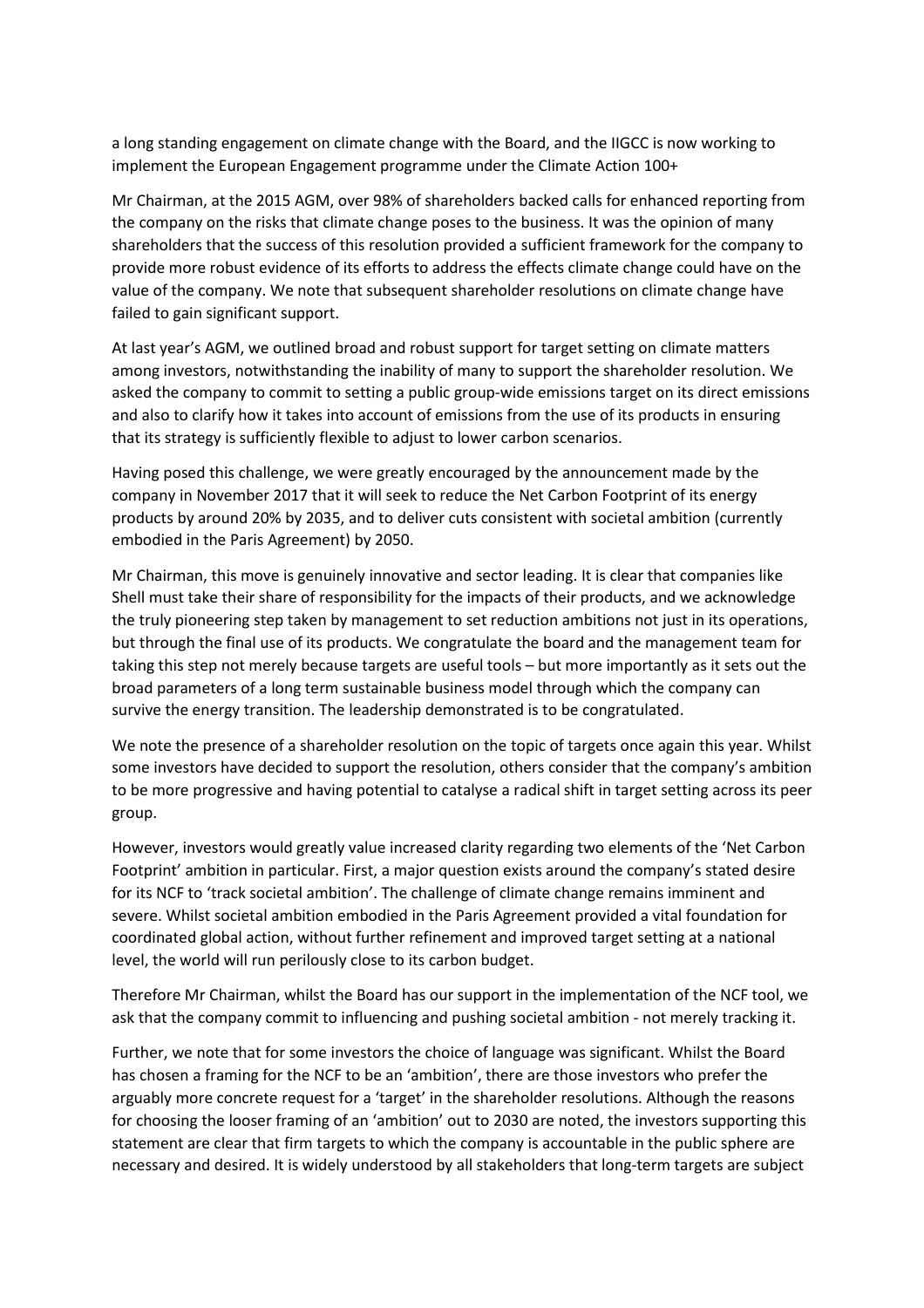a long standing engagement on climate change with the Board, and the IIGCC is now working to implement the European Engagement programme under the Climate Action 100+

Mr Chairman, at the 2015 AGM, over 98% of shareholders backed calls for enhanced reporting from the company on the risks that climate change poses to the business. It was the opinion of many shareholders that the success of this resolution provided a sufficient framework for the company to provide more robust evidence of its efforts to address the effects climate change could have on the value of the company. We note that subsequent shareholder resolutions on climate change have failed to gain significant support.

At last year's AGM, we outlined broad and robust support for target setting on climate matters among investors, notwithstanding the inability of many to support the shareholder resolution. We asked the company to commit to setting a public group-wide emissions target on its direct emissions and also to clarify how it takes into account of emissions from the use of its products in ensuring that its strategy is sufficiently flexible to adjust to lower carbon scenarios.

Having posed this challenge, we were greatly encouraged by the announcement made by the company in November 2017 that it will seek to reduce the Net Carbon Footprint of its energy products by around 20% by 2035, and to deliver cuts consistent with societal ambition (currently embodied in the Paris Agreement) by 2050.

Mr Chairman, this move is genuinely innovative and sector leading. It is clear that companies like Shell must take their share of responsibility for the impacts of their products, and we acknowledge the truly pioneering step taken by management to set reduction ambitions not just in its operations, but through the final use of its products. We congratulate the board and the management team for taking this step not merely because targets are useful tools – but more importantly as it sets out the broad parameters of a long term sustainable business model through which the company can survive the energy transition. The leadership demonstrated is to be congratulated.

We note the presence of a shareholder resolution on the topic of targets once again this year. Whilst some investors have decided to support the resolution, others consider that the company's ambition to be more progressive and having potential to catalyse a radical shift in target setting across its peer group.

However, investors would greatly value increased clarity regarding two elements of the 'Net Carbon Footprint' ambition in particular. First, a major question exists around the company's stated desire for its NCF to 'track societal ambition'. The challenge of climate change remains imminent and severe. Whilst societal ambition embodied in the Paris Agreement provided a vital foundation for coordinated global action, without further refinement and improved target setting at a national level, the world will run perilously close to its carbon budget.

Therefore Mr Chairman, whilst the Board has our support in the implementation of the NCF tool, we ask that the company commit to influencing and pushing societal ambition - not merely tracking it.

Further, we note that for some investors the choice of language was significant. Whilst the Board has chosen a framing for the NCF to be an 'ambition', there are those investors who prefer the arguably more concrete request for a 'target' in the shareholder resolutions. Although the reasons for choosing the looser framing of an 'ambition' out to 2030 are noted, the investors supporting this statement are clear that firm targets to which the company is accountable in the public sphere are necessary and desired. It is widely understood by all stakeholders that long-term targets are subject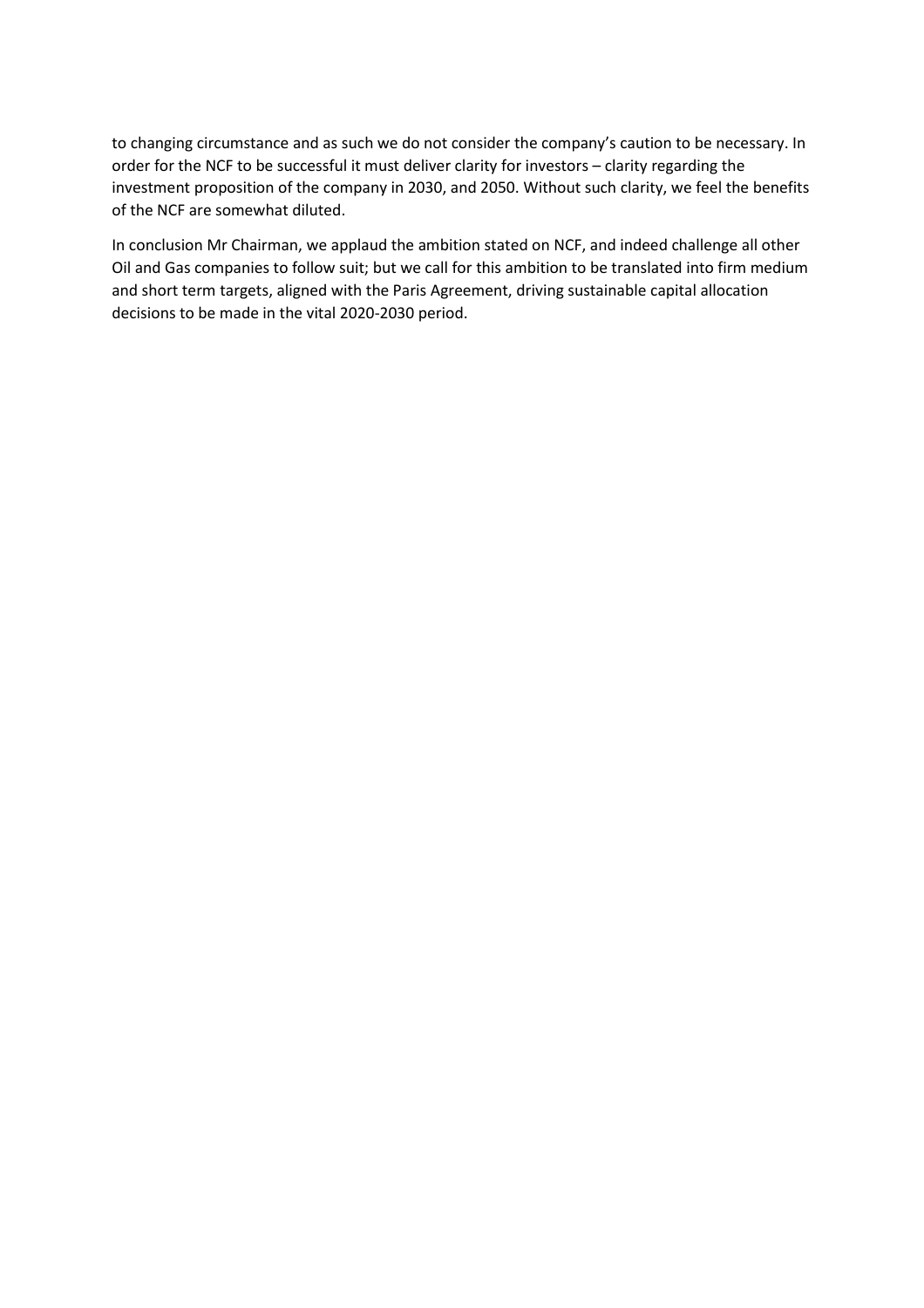to changing circumstance and as such we do not consider the company's caution to be necessary. In order for the NCF to be successful it must deliver clarity for investors – clarity regarding the investment proposition of the company in 2030, and 2050. Without such clarity, we feel the benefits of the NCF are somewhat diluted.

In conclusion Mr Chairman, we applaud the ambition stated on NCF, and indeed challenge all other Oil and Gas companies to follow suit; but we call for this ambition to be translated into firm medium and short term targets, aligned with the Paris Agreement, driving sustainable capital allocation decisions to be made in the vital 2020-2030 period.